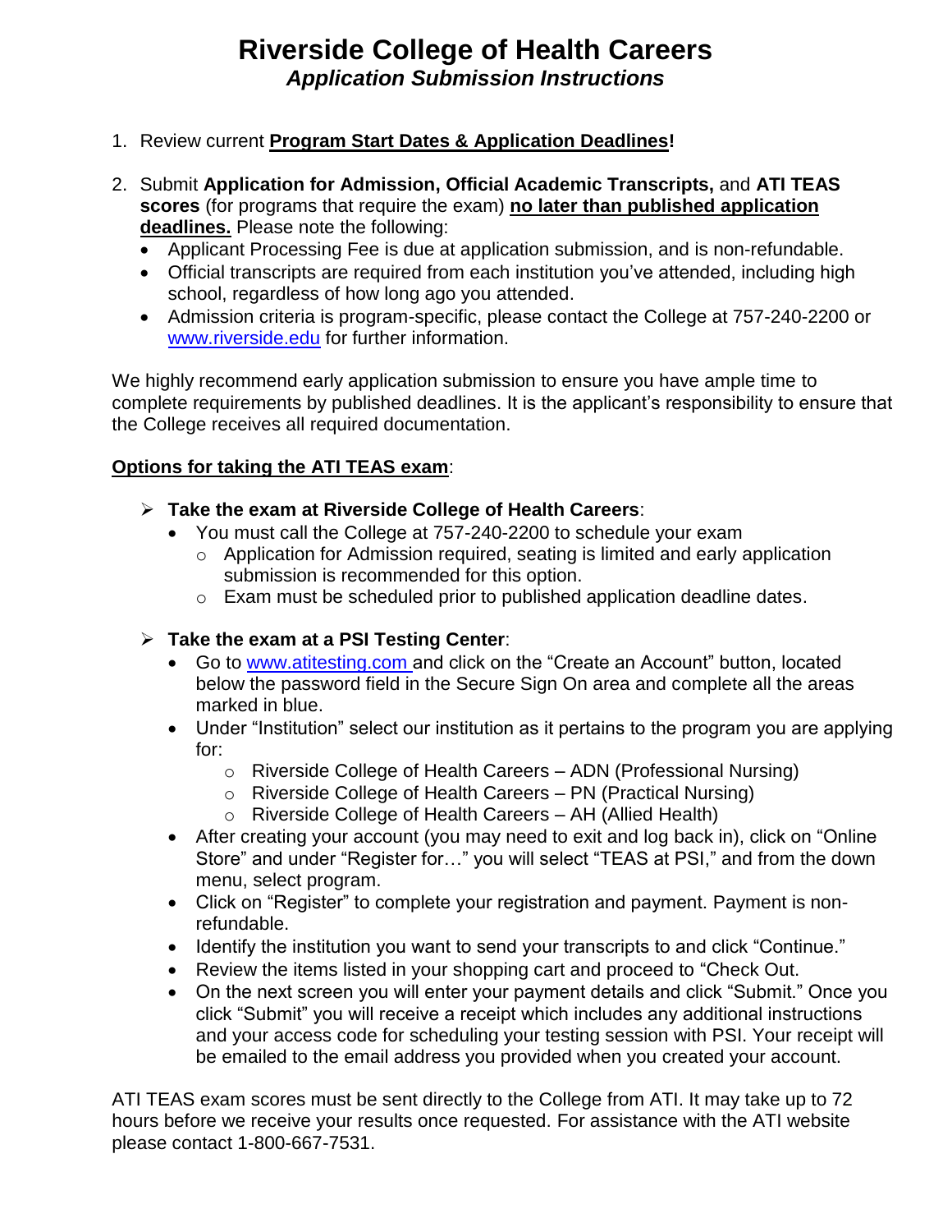# Riverside College of Health Careers

***Application Submission Instructions***

1. Review current **Program Start Dates & Application Deadlines!**

2. Submit **Application for Admission, Official Academic Transcripts,** and **ATI TEAS scores** (for programs that require the exam) **no later than published application deadlines.** Please note the following:
   - Applicant Processing Fee is due at application submission, and is non-refundable.
   - Official transcripts are required from each institution you've attended, including high school, regardless of how long ago you attended.
   - Admission criteria is program-specific, please contact the College at 757-240-2200 or www.riverside.edu for further information.

We highly recommend early application submission to ensure you have ample time to complete requirements by published deadlines. It is the applicant's responsibility to ensure that the College receives all required documentation.

**Options for taking the ATI TEAS exam**:

- **Take the exam at Riverside College of Health Careers**:
  - You must call the College at 757-240-2200 to schedule your exam
    - Application for Admission required, seating is limited and early application submission is recommended for this option.
    - Exam must be scheduled prior to published application deadline dates.

- **Take the exam at a PSI Testing Center**:
  - Go to www.atitesting.com and click on the "Create an Account" button, located below the password field in the Secure Sign On area and complete all the areas marked in blue.
  - Under "Institution" select our institution as it pertains to the program you are applying for:
    - Riverside College of Health Careers – ADN (Professional Nursing)
    - Riverside College of Health Careers – PN (Practical Nursing)
    - Riverside College of Health Careers – AH (Allied Health)
  - After creating your account (you may need to exit and log back in), click on "Online Store" and under "Register for…" you will select "TEAS at PSI," and from the down menu, select program.
  - Click on "Register" to complete your registration and payment. Payment is non-refundable.
  - Identify the institution you want to send your transcripts to and click "Continue."
  - Review the items listed in your shopping cart and proceed to "Check Out.
  - On the next screen you will enter your payment details and click "Submit." Once you click "Submit" you will receive a receipt which includes any additional instructions and your access code for scheduling your testing session with PSI. Your receipt will be emailed to the email address you provided when you created your account.

ATI TEAS exam scores must be sent directly to the College from ATI. It may take up to 72 hours before we receive your results once requested. For assistance with the ATI website please contact 1-800-667-7531.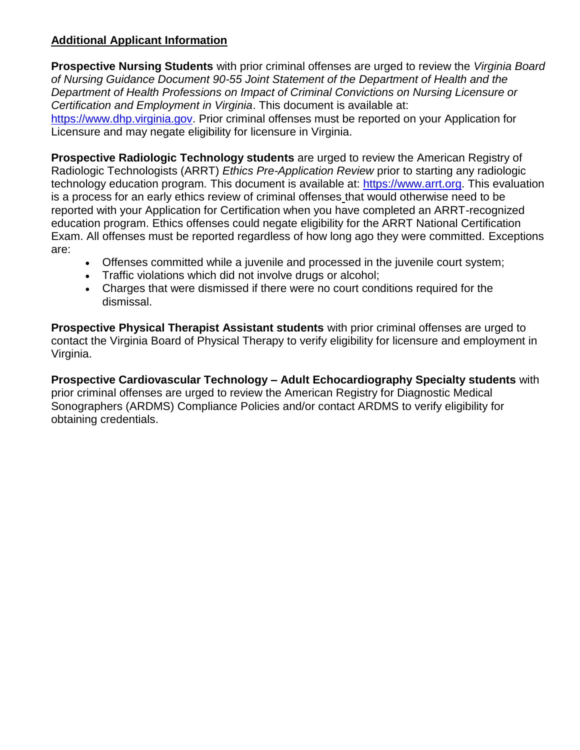## **Additional Applicant Information**

**Prospective Nursing Students** with prior criminal offenses are urged to review the *Virginia Board of Nursing Guidance Document 90-55 Joint Statement of the Department of Health and the Department of Health Professions on Impact of Criminal Convictions on Nursing Licensure or Certification and Employment in Virginia*. This document is available at: https://www.dhp.virginia.gov. Prior criminal offenses must be reported on your Application for Licensure and may negate eligibility for licensure in Virginia.

**Prospective Radiologic Technology students** are urged to review the American Registry of Radiologic Technologists (ARRT) *Ethics Pre-Application Review* prior to starting any radiologic technology education program. This document is available at: https://www.arrt.org. This evaluation is a process for an early ethics review of criminal offenses that would otherwise need to be reported with your Application for Certification when you have completed an ARRT-recognized education program. Ethics offenses could negate eligibility for the ARRT National Certification Exam. All offenses must be reported regardless of how long ago they were committed. Exceptions are:

- Offenses committed while a juvenile and processed in the juvenile court system;
- Traffic violations which did not involve drugs or alcohol;
- Charges that were dismissed if there were no court conditions required for the dismissal.

**Prospective Physical Therapist Assistant students** with prior criminal offenses are urged to contact the Virginia Board of Physical Therapy to verify eligibility for licensure and employment in Virginia.

**Prospective Cardiovascular Technology – Adult Echocardiography Specialty students** with prior criminal offenses are urged to review the American Registry for Diagnostic Medical Sonographers (ARDMS) Compliance Policies and/or contact ARDMS to verify eligibility for obtaining credentials.